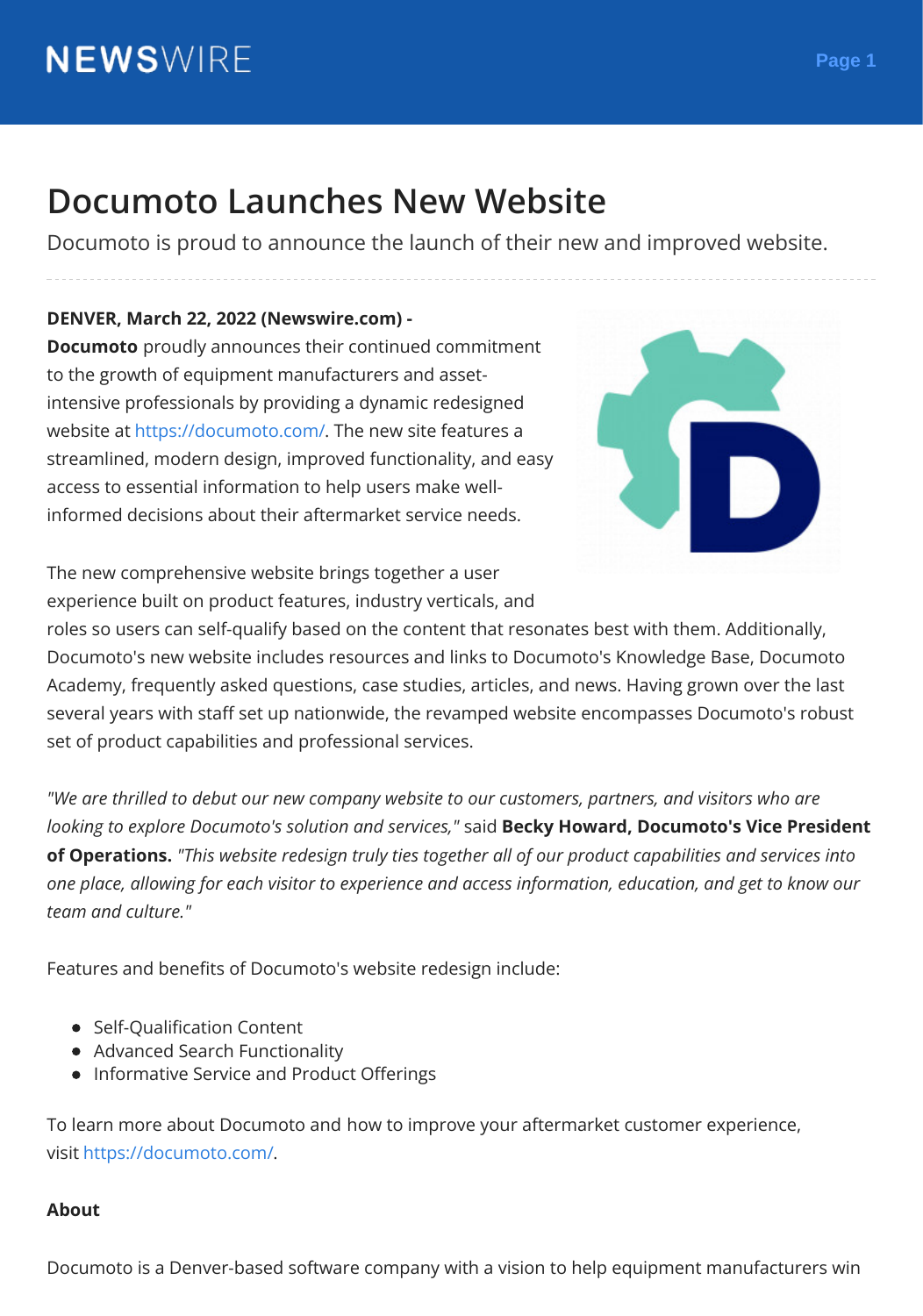# Documoto Launches New Website

Documoto is proud to announce the launch of their new and improved website.

**DENVER, March 22, 2022 (Newswire.com) -**
**Documoto** proudly announces their continued commitment to the growth of equipment manufacturers and asset-intensive professionals by providing a dynamic redesigned website at https://documoto.com/. The new site features a streamlined, modern design, improved functionality, and easy access to essential information to help users make well-informed decisions about their aftermarket service needs.

The new comprehensive website brings together a user experience built on product features, industry verticals, and roles so users can self-qualify based on the content that resonates best with them. Additionally, Documoto's new website includes resources and links to Documoto's Knowledge Base, Documoto Academy, frequently asked questions, case studies, articles, and news. Having grown over the last several years with staff set up nationwide, the revamped website encompasses Documoto's robust set of product capabilities and professional services.

*"We are thrilled to debut our new company website to our customers, partners, and visitors who are looking to explore Documoto's solution and services,"* said **Becky Howard, Documoto's Vice President of Operations.** *"This website redesign truly ties together all of our product capabilities and services into one place, allowing for each visitor to experience and access information, education, and get to know our team and culture."*

Features and benefits of Documoto's website redesign include:

- Self-Qualification Content
- Advanced Search Functionality
- Informative Service and Product Offerings

To learn more about Documoto and how to improve your aftermarket customer experience, visit https://documoto.com/.

**About**

Documoto is a Denver-based software company with a vision to help equipment manufacturers win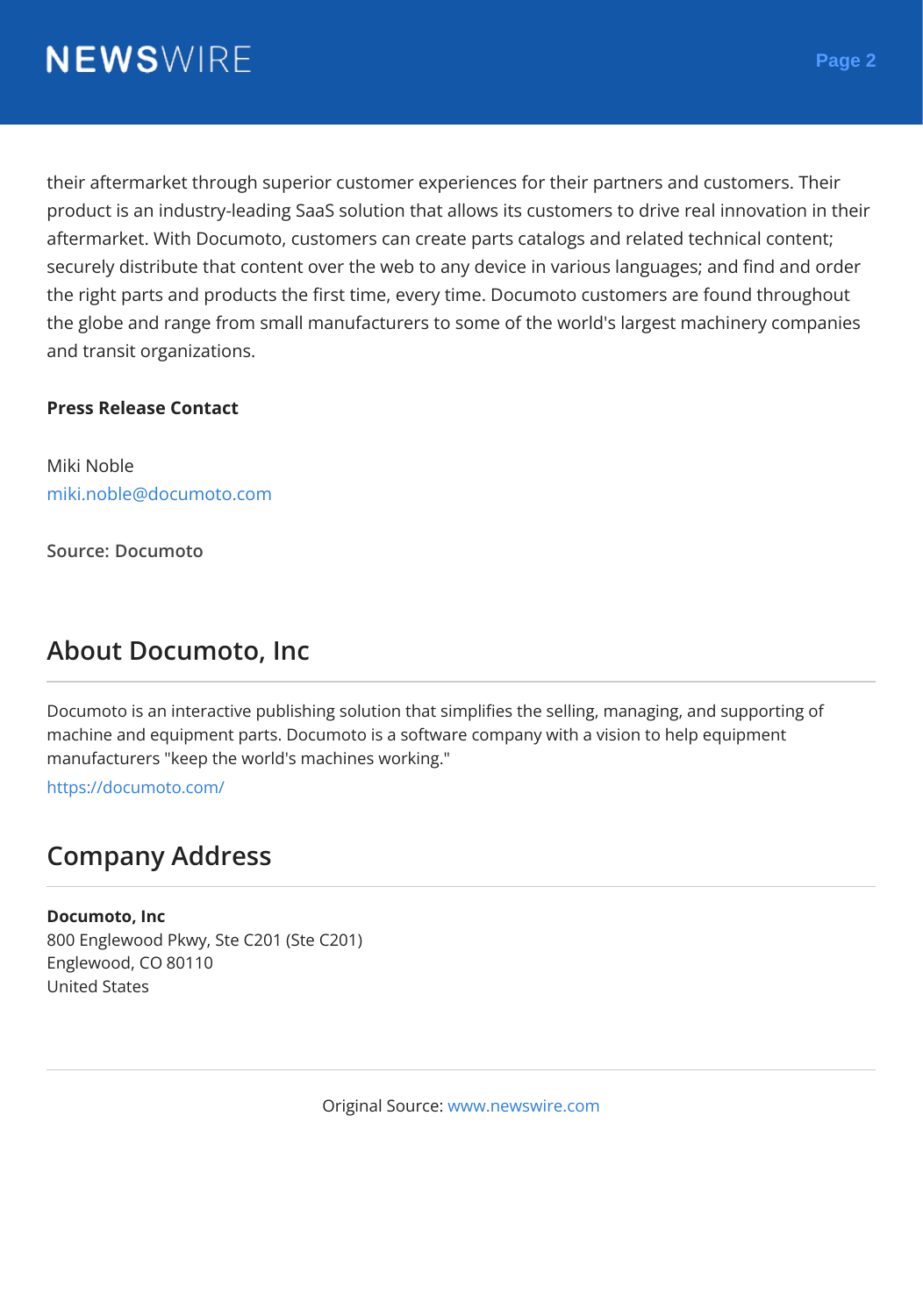their aftermarket through superior customer experiences for their partners and customers. Their product is an industry-leading SaaS solution that allows its customers to drive real innovation in their aftermarket. With Documoto, customers can create parts catalogs and related technical content; securely distribute that content over the web to any device in various languages; and find and order the right parts and products the first time, every time. Documoto customers are found throughout the globe and range from small manufacturers to some of the world's largest machinery companies and transit organizations.

**Press Release Contact**

Miki Noble
miki.noble@documoto.com

**Source: Documoto**

## About Documoto, Inc

Documoto is an interactive publishing solution that simplifies the selling, managing, and supporting of machine and equipment parts. Documoto is a software company with a vision to help equipment manufacturers "keep the world's machines working."

https://documoto.com/

## Company Address

**Documoto, Inc**
800 Englewood Pkwy, Ste C201 (Ste C201)
Englewood, CO 80110
United States

Original Source: www.newswire.com